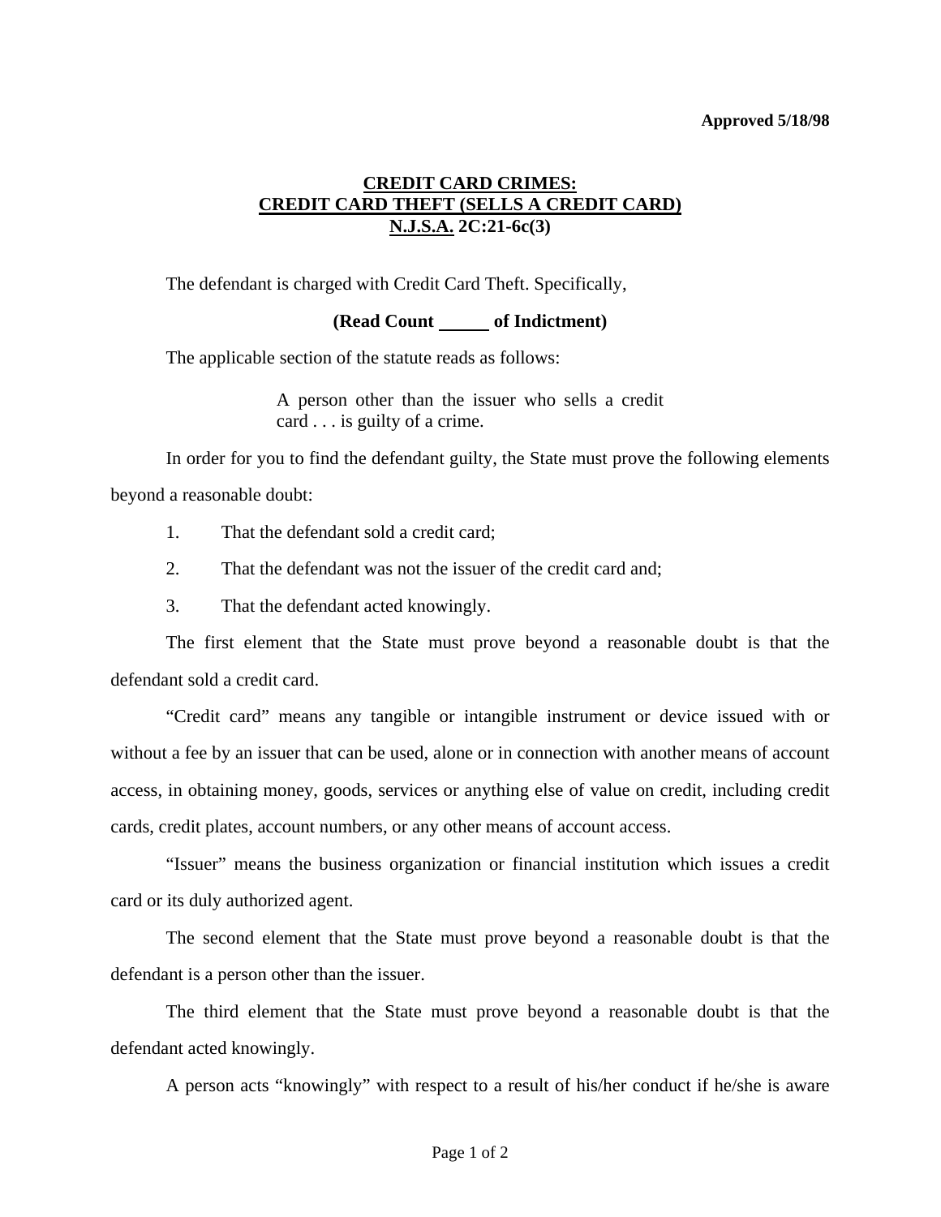**Approved 5/18/98**

# CREDIT CARD CRIMES:
# CREDIT CARD THEFT (SELLS A CREDIT CARD)
# N.J.S.A. 2C:21-6c(3)

The defendant is charged with Credit Card Theft. Specifically,

**(Read Count \_\_\_\_\_ of Indictment)**

The applicable section of the statute reads as follows:

> A person other than the issuer who sells a credit card . . . is guilty of a crime.

In order for you to find the defendant guilty, the State must prove the following elements beyond a reasonable doubt:

1. That the defendant sold a credit card;
2. That the defendant was not the issuer of the credit card and;
3. That the defendant acted knowingly.

The first element that the State must prove beyond a reasonable doubt is that the defendant sold a credit card.

"Credit card" means any tangible or intangible instrument or device issued with or without a fee by an issuer that can be used, alone or in connection with another means of account access, in obtaining money, goods, services or anything else of value on credit, including credit cards, credit plates, account numbers, or any other means of account access.

"Issuer" means the business organization or financial institution which issues a credit card or its duly authorized agent.

The second element that the State must prove beyond a reasonable doubt is that the defendant is a person other than the issuer.

The third element that the State must prove beyond a reasonable doubt is that the defendant acted knowingly.

A person acts "knowingly" with respect to a result of his/her conduct if he/she is aware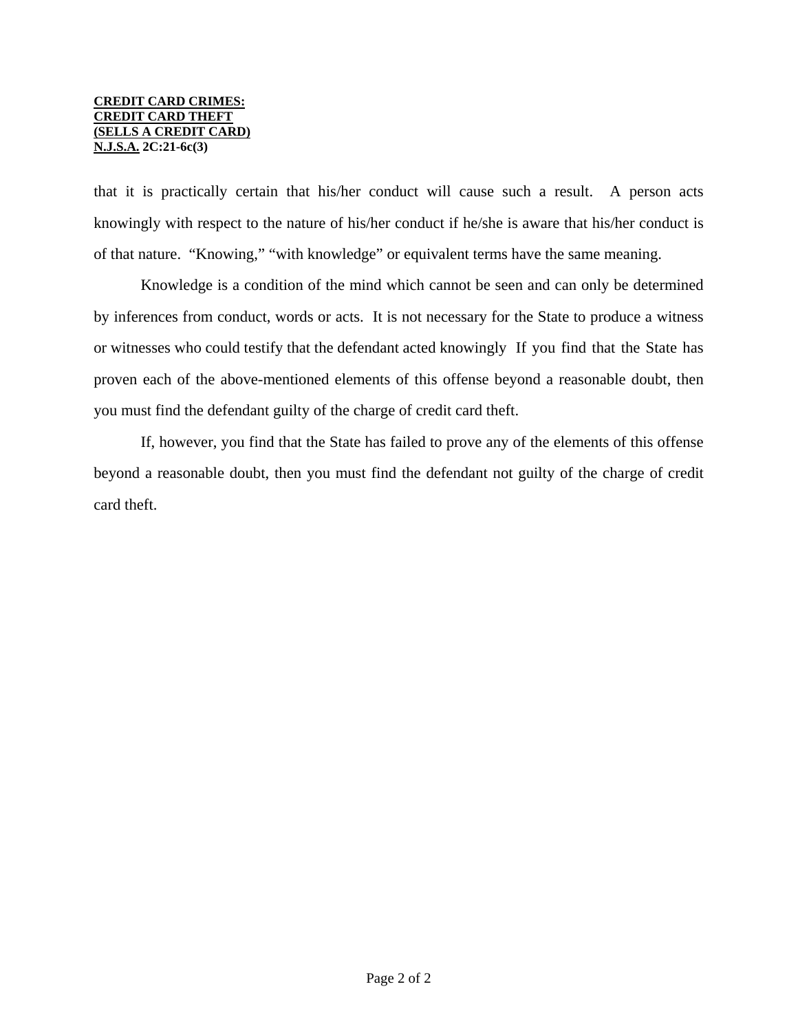that it is practically certain that his/her conduct will cause such a result. A person acts knowingly with respect to the nature of his/her conduct if he/she is aware that his/her conduct is of that nature. "Knowing," "with knowledge" or equivalent terms have the same meaning.

Knowledge is a condition of the mind which cannot be seen and can only be determined by inferences from conduct, words or acts. It is not necessary for the State to produce a witness or witnesses who could testify that the defendant acted knowingly If you find that the State has proven each of the above-mentioned elements of this offense beyond a reasonable doubt, then you must find the defendant guilty of the charge of credit card theft.

If, however, you find that the State has failed to prove any of the elements of this offense beyond a reasonable doubt, then you must find the defendant not guilty of the charge of credit card theft.